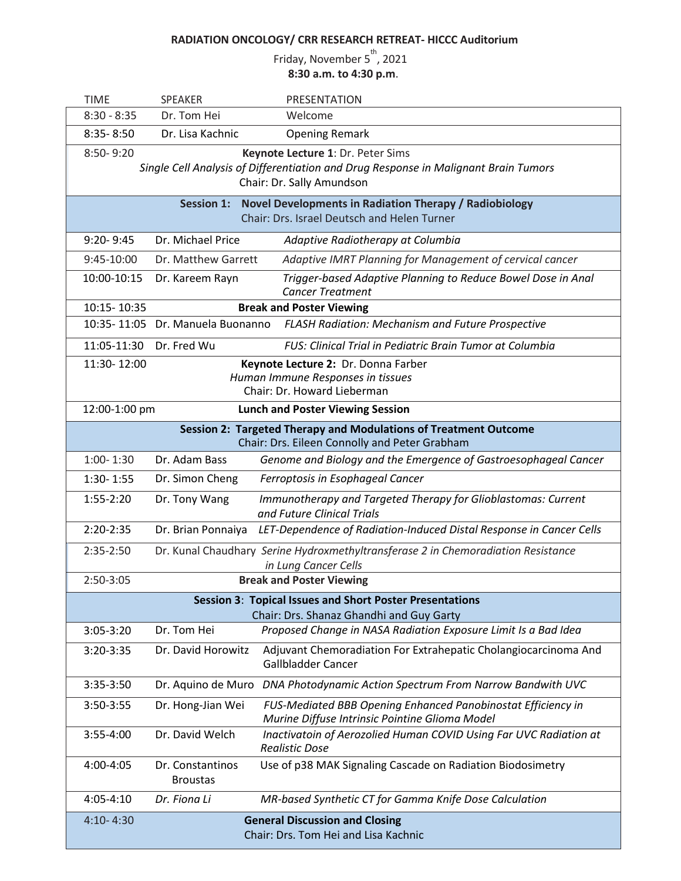**RADIATION ONCOLOGY/ CRR RESEARCH RETREAT- HICCC Auditorium**

Friday, November 5th, 2021

**8:30 a.m. to 4:30 p.m**.

| TIME | SPEAKER | PRESENTATION |
|---|---|---|
| 8:30 - 8:35 | Dr. Tom Hei | Welcome |
| 8:35- 8:50 | Dr. Lisa Kachnic | Opening Remark |
| 8:50- 9:20 | | **Keynote Lecture 1**: Dr. Peter Sims<br>*Single Cell Analysis of Differentiation and Drug Response in Malignant Brain Tumors*<br>Chair: Dr. Sally Amundson |
| | | **Session 1: Novel Developments in Radiation Therapy / Radiobiology**<br>Chair: Drs. Israel Deutsch and Helen Turner |
| 9:20- 9:45 | Dr. Michael Price | *Adaptive Radiotherapy at Columbia* |
| 9:45-10:00 | Dr. Matthew Garrett | *Adaptive IMRT Planning for Management of cervical cancer* |
| 10:00-10:15 | Dr. Kareem Rayn | *Trigger-based Adaptive Planning to Reduce Bowel Dose in Anal Cancer Treatment* |
| 10:15- 10:35 | | **Break and Poster Viewing** |
| 10:35- 11:05 | Dr. Manuela Buonanno | *FLASH Radiation: Mechanism and Future Prospective* |
| 11:05-11:30 | Dr. Fred Wu | *FUS: Clinical Trial in Pediatric Brain Tumor at Columbia* |
| 11:30- 12:00 | | **Keynote Lecture 2:** Dr. Donna Farber<br>*Human Immune Responses in tissues*<br>Chair: Dr. Howard Lieberman |
| 12:00-1:00 pm | | **Lunch and Poster Viewing Session** |
| | | **Session 2: Targeted Therapy and Modulations of Treatment Outcome**<br>Chair: Drs. Eileen Connolly and Peter Grabham |
| 1:00- 1:30 | Dr. Adam Bass | *Genome and Biology and the Emergence of Gastroesophageal Cancer* |
| 1:30- 1:55 | Dr. Simon Cheng | *Ferroptosis in Esophageal Cancer* |
| 1:55-2:20 | Dr. Tony Wang | *Immunotherapy and Targeted Therapy for Glioblastomas: Current and Future Clinical Trials* |
| 2:20-2:35 | Dr. Brian Ponnaiya | *LET-Dependence of Radiation-Induced Distal Response in Cancer Cells* |
| 2:35-2:50 | Dr. Kunal Chaudhary | *Serine Hydroxmethyltransferase 2 in Chemoradiation Resistance in Lung Cancer Cells* |
| 2:50-3:05 | | **Break and Poster Viewing** |
| | | **Session 3**: **Topical Issues and Short Poster Presentations**<br>Chair: Drs. Shanaz Ghandhi and Guy Garty |
| 3:05-3:20 | Dr. Tom Hei | *Proposed Change in NASA Radiation Exposure Limit Is a Bad Idea* |
| 3:20-3:35 | Dr. David Horowitz | Adjuvant Chemoradiation For Extrahepatic Cholangiocarcinoma And Gallbladder Cancer |
| 3:35-3:50 | Dr. Aquino de Muro | *DNA Photodynamic Action Spectrum From Narrow Bandwith UVC* |
| 3:50-3:55 | Dr. Hong-Jian Wei | *FUS-Mediated BBB Opening Enhanced Panobinostat Efficiency in Murine Diffuse Intrinsic Pointine Glioma Model* |
| 3:55-4:00 | Dr. David Welch | *Inactivatoin of Aerozolied Human COVID Using Far UVC Radiation at Realistic Dose* |
| 4:00-4:05 | Dr. Constantinos Broustas | Use of p38 MAK Signaling Cascade on Radiation Biodosimetry |
| 4:05-4:10 | *Dr. Fiona Li* | *MR-based Synthetic CT for Gamma Knife Dose Calculation* |
| 4:10- 4:30 | | **General Discussion and Closing**<br>Chair: Drs. Tom Hei and Lisa Kachnic |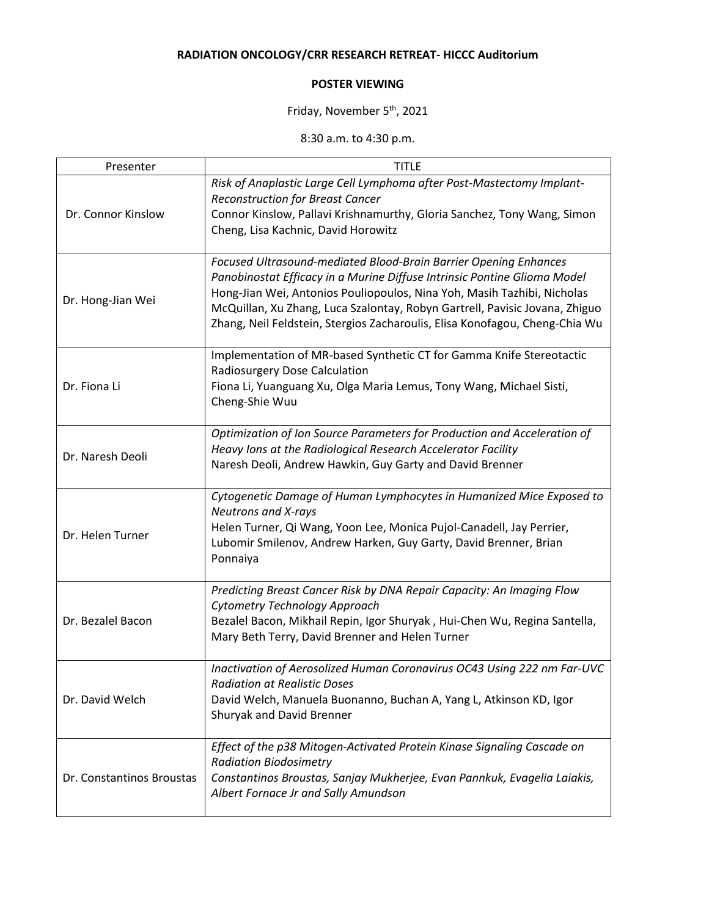**RADIATION ONCOLOGY/CRR RESEARCH RETREAT- HICCC Auditorium**

**POSTER VIEWING**

Friday, November 5th, 2021

8:30 a.m. to 4:30 p.m.

| Presenter | TITLE |
|---|---|
| Dr. Connor Kinslow | *Risk of Anaplastic Large Cell Lymphoma after Post-Mastectomy Implant-Reconstruction for Breast Cancer*<br>Connor Kinslow, Pallavi Krishnamurthy, Gloria Sanchez, Tony Wang, Simon Cheng, Lisa Kachnic, David Horowitz |
| Dr. Hong-Jian Wei | *Focused Ultrasound-mediated Blood-Brain Barrier Opening Enhances Panobinostat Efficacy in a Murine Diffuse Intrinsic Pontine Glioma Model*<br>Hong-Jian Wei, Antonios Pouliopoulos, Nina Yoh, Masih Tazhibi, Nicholas McQuillan, Xu Zhang, Luca Szalontay, Robyn Gartrell, Pavisic Jovana, Zhiguo Zhang, Neil Feldstein, Stergios Zacharoulis, Elisa Konofagou, Cheng-Chia Wu |
| Dr. Fiona Li | Implementation of MR-based Synthetic CT for Gamma Knife Stereotactic Radiosurgery Dose Calculation<br>Fiona Li, Yuanguang Xu, Olga Maria Lemus, Tony Wang, Michael Sisti, Cheng-Shie Wuu |
| Dr. Naresh Deoli | *Optimization of Ion Source Parameters for Production and Acceleration of Heavy Ions at the Radiological Research Accelerator Facility*<br>Naresh Deoli, Andrew Hawkin, Guy Garty and David Brenner |
| Dr. Helen Turner | *Cytogenetic Damage of Human Lymphocytes in Humanized Mice Exposed to Neutrons and X-rays*<br>Helen Turner, Qi Wang, Yoon Lee, Monica Pujol-Canadell, Jay Perrier, Lubomir Smilenov, Andrew Harken, Guy Garty, David Brenner, Brian Ponnaiya |
| Dr. Bezalel Bacon | *Predicting Breast Cancer Risk by DNA Repair Capacity: An Imaging Flow Cytometry Technology Approach*<br>Bezalel Bacon, Mikhail Repin, Igor Shuryak , Hui-Chen Wu, Regina Santella, Mary Beth Terry, David Brenner and Helen Turner |
| Dr. David Welch | *Inactivation of Aerosolized Human Coronavirus OC43 Using 222 nm Far-UVC Radiation at Realistic Doses*<br>David Welch, Manuela Buonanno, Buchan A, Yang L, Atkinson KD, Igor Shuryak and David Brenner |
| Dr. Constantinos Broustas | *Effect of the p38 Mitogen-Activated Protein Kinase Signaling Cascade on Radiation Biodosimetry*<br>*Constantinos Broustas, Sanjay Mukherjee, Evan Pannkuk, Evagelia Laiakis, Albert Fornace Jr and Sally Amundson* |